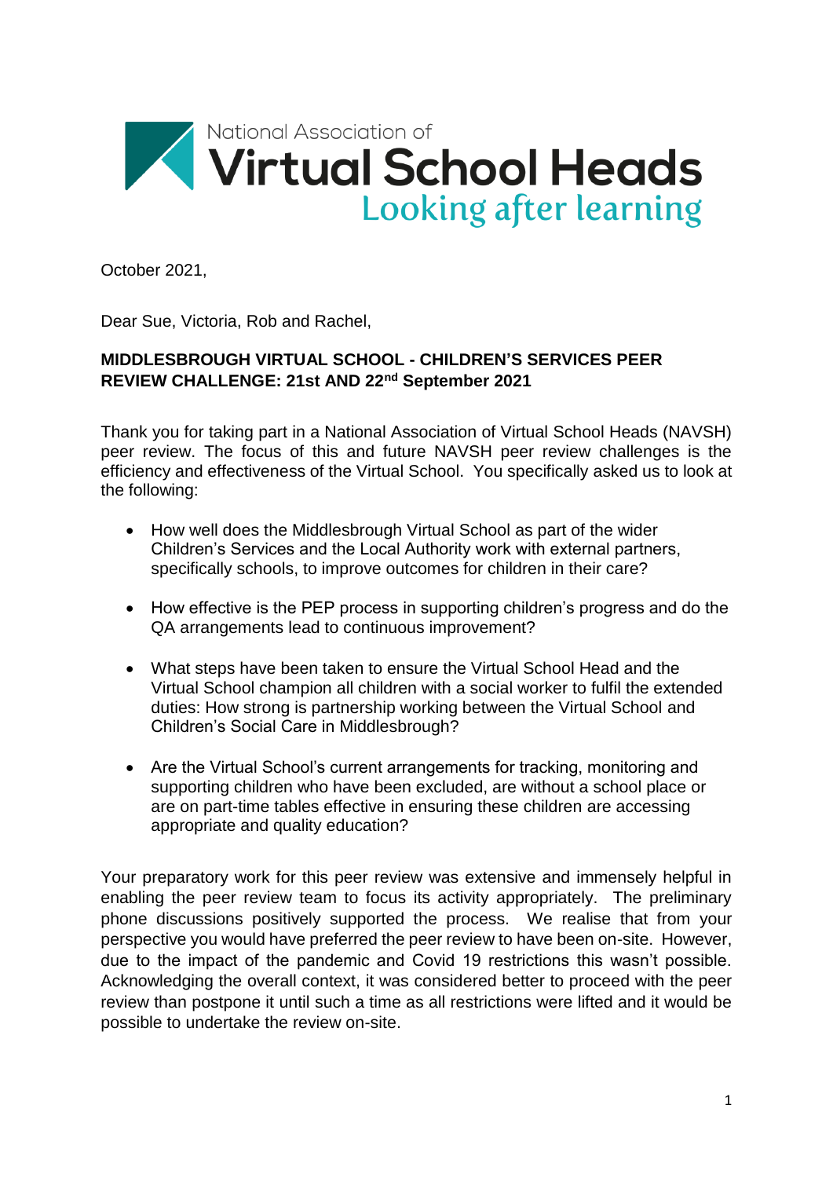National Association of

# Virtual School Heads

Looking after learning

October 2021,

Dear Sue, Victoria, Rob and Rachel,

**MIDDLESBROUGH VIRTUAL SCHOOL - CHILDREN'S SERVICES PEER REVIEW CHALLENGE: 21st AND 22nd September 2021**

Thank you for taking part in a National Association of Virtual School Heads (NAVSH) peer review. The focus of this and future NAVSH peer review challenges is the efficiency and effectiveness of the Virtual School. You specifically asked us to look at the following:

- How well does the Middlesbrough Virtual School as part of the wider Children's Services and the Local Authority work with external partners, specifically schools, to improve outcomes for children in their care?
- How effective is the PEP process in supporting children's progress and do the QA arrangements lead to continuous improvement?
- What steps have been taken to ensure the Virtual School Head and the Virtual School champion all children with a social worker to fulfil the extended duties: How strong is partnership working between the Virtual School and Children's Social Care in Middlesbrough?
- Are the Virtual School's current arrangements for tracking, monitoring and supporting children who have been excluded, are without a school place or are on part-time tables effective in ensuring these children are accessing appropriate and quality education?

Your preparatory work for this peer review was extensive and immensely helpful in enabling the peer review team to focus its activity appropriately. The preliminary phone discussions positively supported the process. We realise that from your perspective you would have preferred the peer review to have been on-site. However, due to the impact of the pandemic and Covid 19 restrictions this wasn't possible. Acknowledging the overall context, it was considered better to proceed with the peer review than postpone it until such a time as all restrictions were lifted and it would be possible to undertake the review on-site.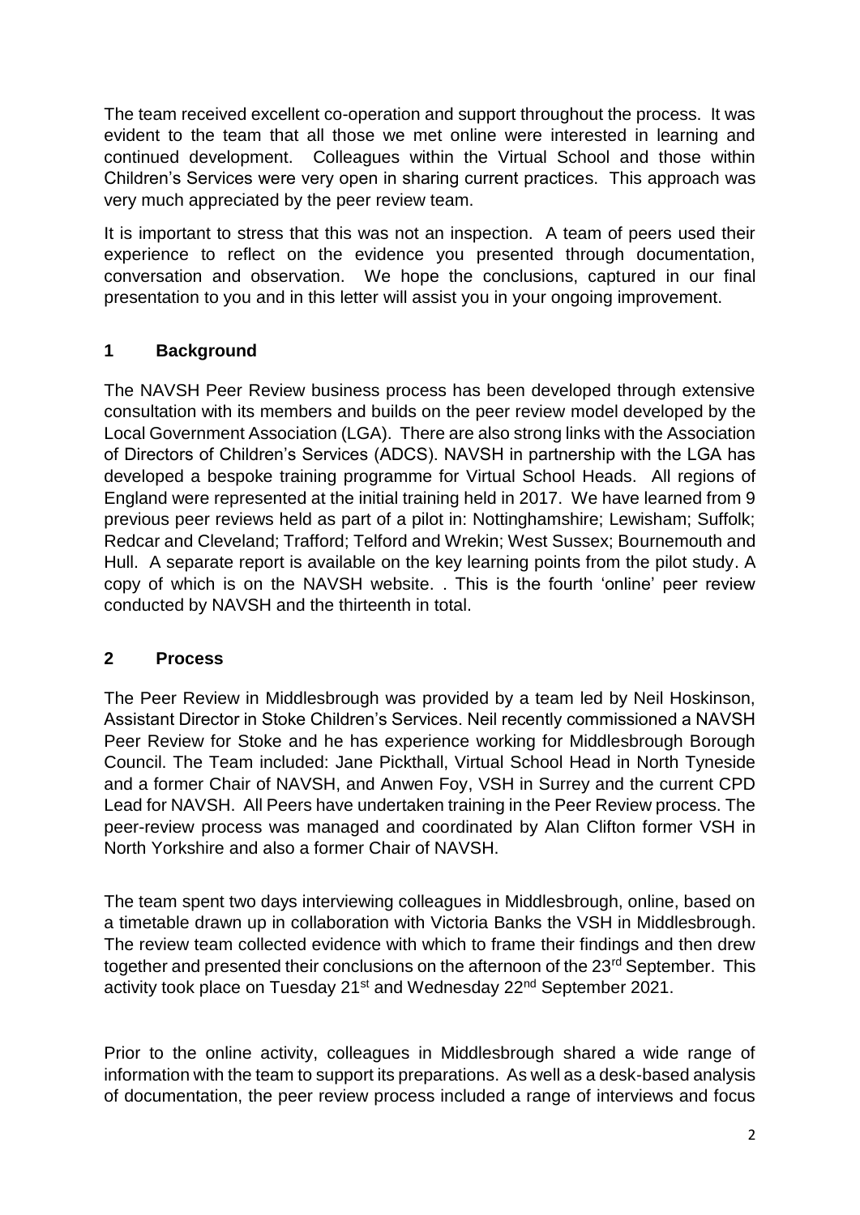The team received excellent co-operation and support throughout the process. It was evident to the team that all those we met online were interested in learning and continued development. Colleagues within the Virtual School and those within Children's Services were very open in sharing current practices. This approach was very much appreciated by the peer review team.

It is important to stress that this was not an inspection. A team of peers used their experience to reflect on the evidence you presented through documentation, conversation and observation. We hope the conclusions, captured in our final presentation to you and in this letter will assist you in your ongoing improvement.

## 1 Background

The NAVSH Peer Review business process has been developed through extensive consultation with its members and builds on the peer review model developed by the Local Government Association (LGA). There are also strong links with the Association of Directors of Children's Services (ADCS). NAVSH in partnership with the LGA has developed a bespoke training programme for Virtual School Heads. All regions of England were represented at the initial training held in 2017. We have learned from 9 previous peer reviews held as part of a pilot in: Nottinghamshire; Lewisham; Suffolk; Redcar and Cleveland; Trafford; Telford and Wrekin; West Sussex; Bournemouth and Hull. A separate report is available on the key learning points from the pilot study. A copy of which is on the NAVSH website. . This is the fourth 'online' peer review conducted by NAVSH and the thirteenth in total.

## 2 Process

The Peer Review in Middlesbrough was provided by a team led by Neil Hoskinson, Assistant Director in Stoke Children's Services. Neil recently commissioned a NAVSH Peer Review for Stoke and he has experience working for Middlesbrough Borough Council. The Team included: Jane Pickthall, Virtual School Head in North Tyneside and a former Chair of NAVSH, and Anwen Foy, VSH in Surrey and the current CPD Lead for NAVSH. All Peers have undertaken training in the Peer Review process. The peer-review process was managed and coordinated by Alan Clifton former VSH in North Yorkshire and also a former Chair of NAVSH.

The team spent two days interviewing colleagues in Middlesbrough, online, based on a timetable drawn up in collaboration with Victoria Banks the VSH in Middlesbrough. The review team collected evidence with which to frame their findings and then drew together and presented their conclusions on the afternoon of the 23rd September. This activity took place on Tuesday 21st and Wednesday 22nd September 2021.

Prior to the online activity, colleagues in Middlesbrough shared a wide range of information with the team to support its preparations. As well as a desk-based analysis of documentation, the peer review process included a range of interviews and focus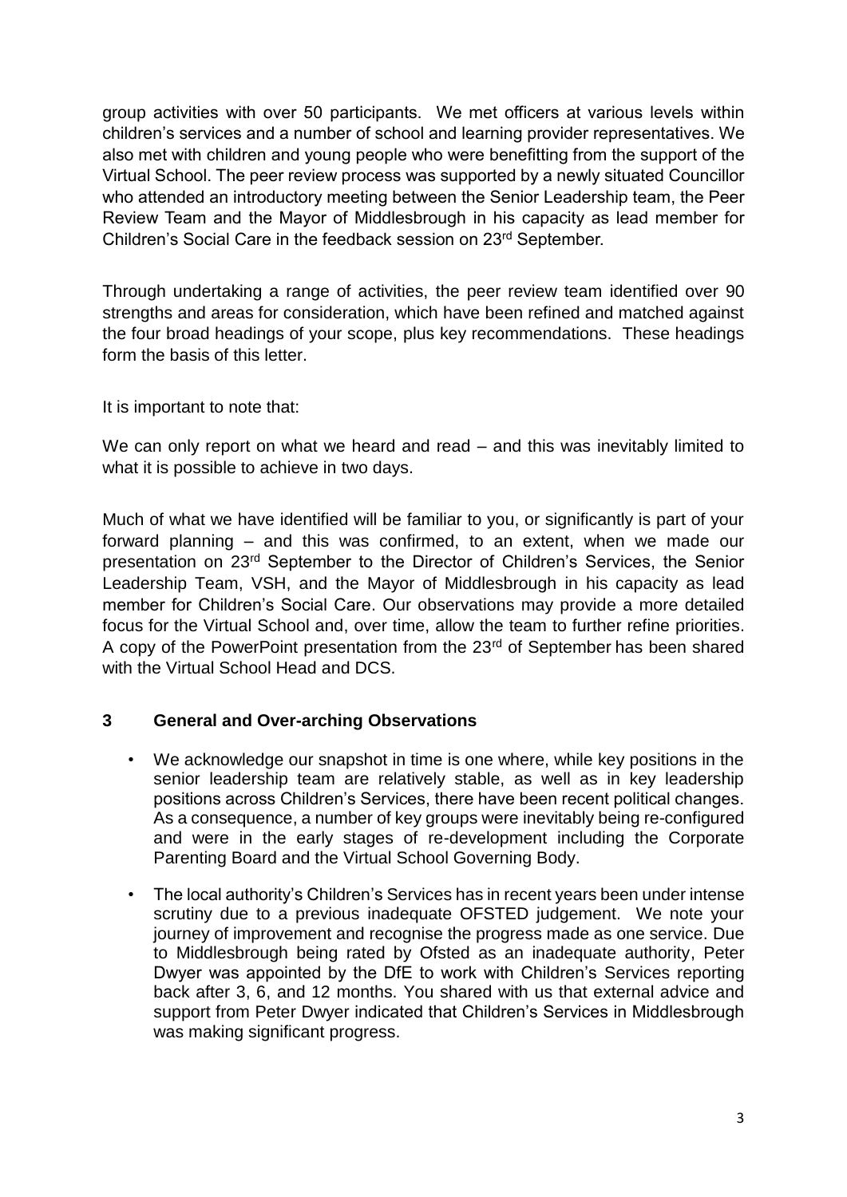group activities with over 50 participants. We met officers at various levels within children's services and a number of school and learning provider representatives. We also met with children and young people who were benefitting from the support of the Virtual School. The peer review process was supported by a newly situated Councillor who attended an introductory meeting between the Senior Leadership team, the Peer Review Team and the Mayor of Middlesbrough in his capacity as lead member for Children's Social Care in the feedback session on 23rd September.

Through undertaking a range of activities, the peer review team identified over 90 strengths and areas for consideration, which have been refined and matched against the four broad headings of your scope, plus key recommendations. These headings form the basis of this letter.

It is important to note that:

We can only report on what we heard and read – and this was inevitably limited to what it is possible to achieve in two days.

Much of what we have identified will be familiar to you, or significantly is part of your forward planning – and this was confirmed, to an extent, when we made our presentation on 23rd September to the Director of Children's Services, the Senior Leadership Team, VSH, and the Mayor of Middlesbrough in his capacity as lead member for Children's Social Care. Our observations may provide a more detailed focus for the Virtual School and, over time, allow the team to further refine priorities. A copy of the PowerPoint presentation from the 23rd of September has been shared with the Virtual School Head and DCS.

## 3 General and Over-arching Observations

- We acknowledge our snapshot in time is one where, while key positions in the senior leadership team are relatively stable, as well as in key leadership positions across Children's Services, there have been recent political changes. As a consequence, a number of key groups were inevitably being re-configured and were in the early stages of re-development including the Corporate Parenting Board and the Virtual School Governing Body.
- The local authority's Children's Services has in recent years been under intense scrutiny due to a previous inadequate OFSTED judgement. We note your journey of improvement and recognise the progress made as one service. Due to Middlesbrough being rated by Ofsted as an inadequate authority, Peter Dwyer was appointed by the DfE to work with Children's Services reporting back after 3, 6, and 12 months. You shared with us that external advice and support from Peter Dwyer indicated that Children's Services in Middlesbrough was making significant progress.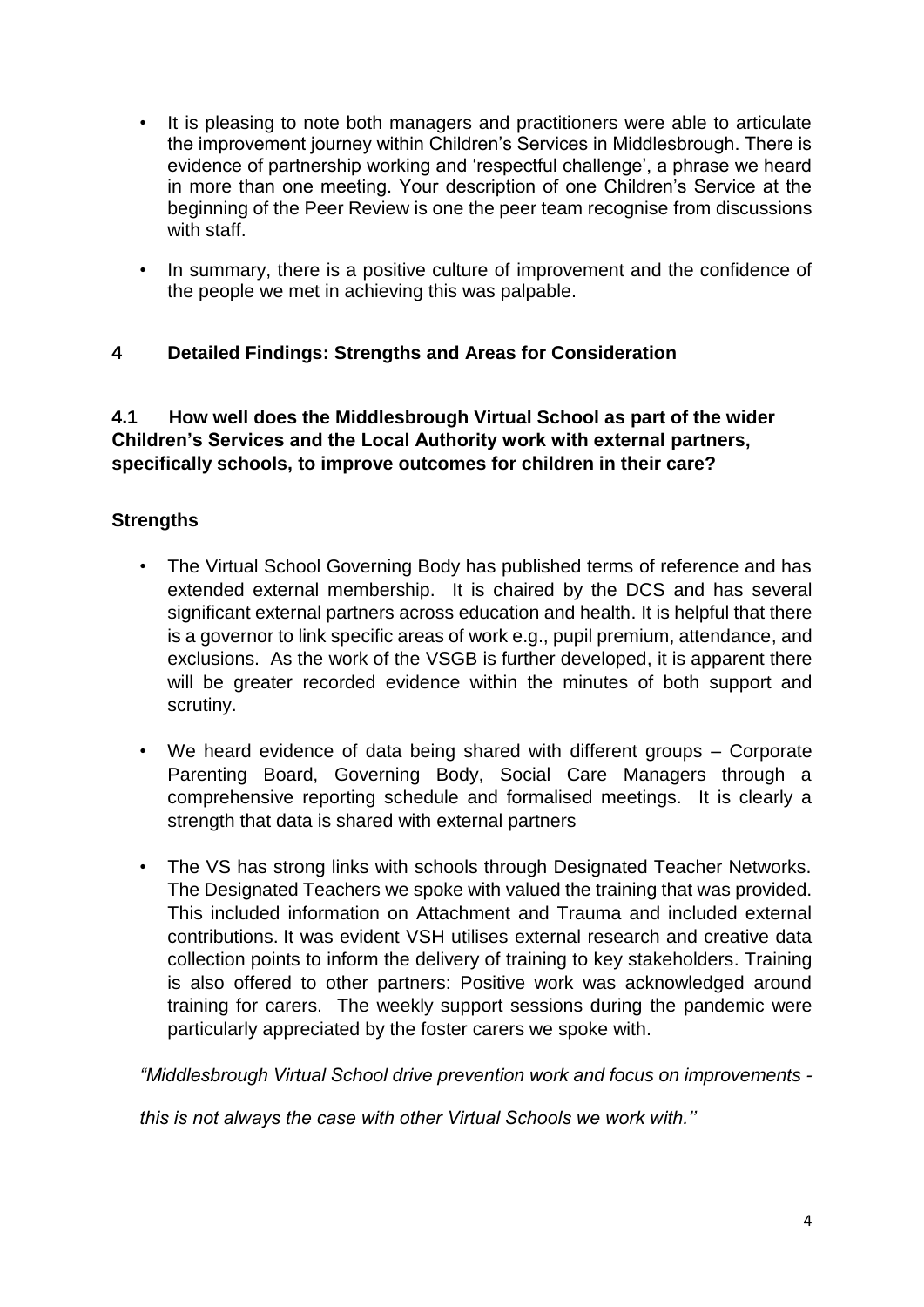- It is pleasing to note both managers and practitioners were able to articulate the improvement journey within Children's Services in Middlesbrough. There is evidence of partnership working and 'respectful challenge', a phrase we heard in more than one meeting. Your description of one Children's Service at the beginning of the Peer Review is one the peer team recognise from discussions with staff.
- In summary, there is a positive culture of improvement and the confidence of the people we met in achieving this was palpable.

## 4 Detailed Findings: Strengths and Areas for Consideration

### 4.1 How well does the Middlesbrough Virtual School as part of the wider Children's Services and the Local Authority work with external partners, specifically schools, to improve outcomes for children in their care?

### Strengths

- The Virtual School Governing Body has published terms of reference and has extended external membership. It is chaired by the DCS and has several significant external partners across education and health. It is helpful that there is a governor to link specific areas of work e.g., pupil premium, attendance, and exclusions. As the work of the VSGB is further developed, it is apparent there will be greater recorded evidence within the minutes of both support and scrutiny.
- We heard evidence of data being shared with different groups – Corporate Parenting Board, Governing Body, Social Care Managers through a comprehensive reporting schedule and formalised meetings. It is clearly a strength that data is shared with external partners
- The VS has strong links with schools through Designated Teacher Networks. The Designated Teachers we spoke with valued the training that was provided. This included information on Attachment and Trauma and included external contributions. It was evident VSH utilises external research and creative data collection points to inform the delivery of training to key stakeholders. Training is also offered to other partners: Positive work was acknowledged around training for carers. The weekly support sessions during the pandemic were particularly appreciated by the foster carers we spoke with.

*"Middlesbrough Virtual School drive prevention work and focus on improvements - this is not always the case with other Virtual Schools we work with.''*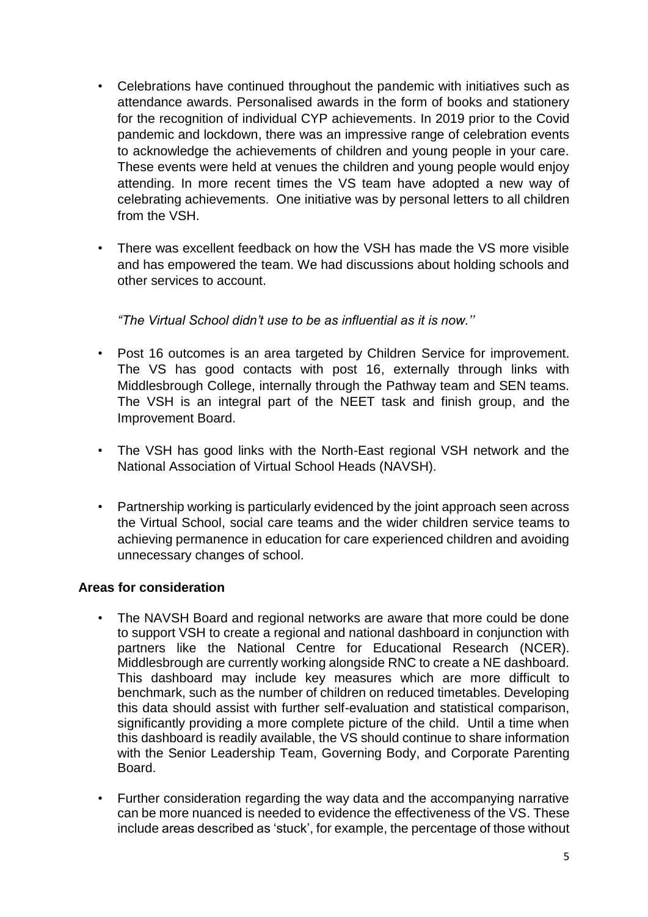- Celebrations have continued throughout the pandemic with initiatives such as attendance awards. Personalised awards in the form of books and stationery for the recognition of individual CYP achievements. In 2019 prior to the Covid pandemic and lockdown, there was an impressive range of celebration events to acknowledge the achievements of children and young people in your care. These events were held at venues the children and young people would enjoy attending. In more recent times the VS team have adopted a new way of celebrating achievements. One initiative was by personal letters to all children from the VSH.

- There was excellent feedback on how the VSH has made the VS more visible and has empowered the team. We had discussions about holding schools and other services to account.

  *"The Virtual School didn't use to be as influential as it is now.''*

- Post 16 outcomes is an area targeted by Children Service for improvement. The VS has good contacts with post 16, externally through links with Middlesbrough College, internally through the Pathway team and SEN teams. The VSH is an integral part of the NEET task and finish group, and the Improvement Board.

- The VSH has good links with the North-East regional VSH network and the National Association of Virtual School Heads (NAVSH).

- Partnership working is particularly evidenced by the joint approach seen across the Virtual School, social care teams and the wider children service teams to achieving permanence in education for care experienced children and avoiding unnecessary changes of school.

### Areas for consideration

- The NAVSH Board and regional networks are aware that more could be done to support VSH to create a regional and national dashboard in conjunction with partners like the National Centre for Educational Research (NCER). Middlesbrough are currently working alongside RNC to create a NE dashboard. This dashboard may include key measures which are more difficult to benchmark, such as the number of children on reduced timetables. Developing this data should assist with further self-evaluation and statistical comparison, significantly providing a more complete picture of the child. Until a time when this dashboard is readily available, the VS should continue to share information with the Senior Leadership Team, Governing Body, and Corporate Parenting Board.

- Further consideration regarding the way data and the accompanying narrative can be more nuanced is needed to evidence the effectiveness of the VS. These include areas described as 'stuck', for example, the percentage of those without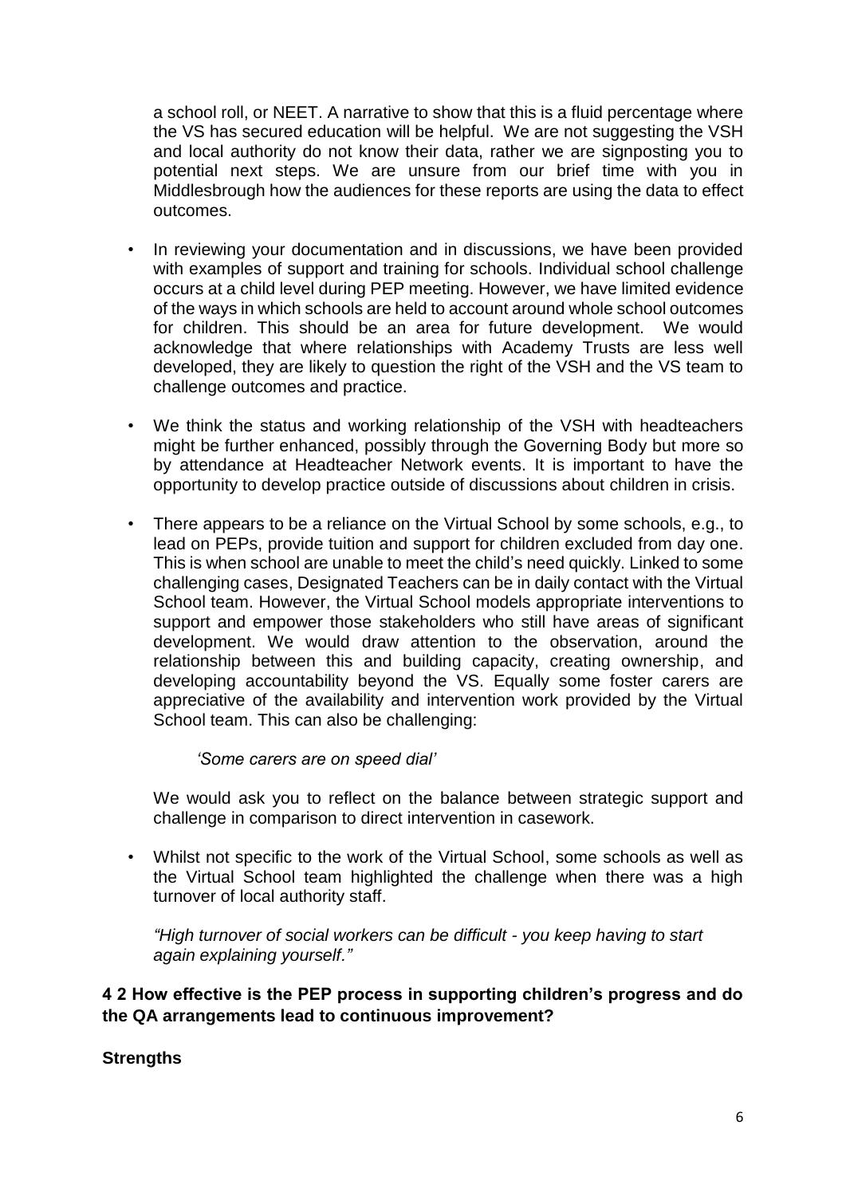a school roll, or NEET. A narrative to show that this is a fluid percentage where the VS has secured education will be helpful. We are not suggesting the VSH and local authority do not know their data, rather we are signposting you to potential next steps. We are unsure from our brief time with you in Middlesbrough how the audiences for these reports are using the data to effect outcomes.

- In reviewing your documentation and in discussions, we have been provided with examples of support and training for schools. Individual school challenge occurs at a child level during PEP meeting. However, we have limited evidence of the ways in which schools are held to account around whole school outcomes for children. This should be an area for future development. We would acknowledge that where relationships with Academy Trusts are less well developed, they are likely to question the right of the VSH and the VS team to challenge outcomes and practice.

- We think the status and working relationship of the VSH with headteachers might be further enhanced, possibly through the Governing Body but more so by attendance at Headteacher Network events. It is important to have the opportunity to develop practice outside of discussions about children in crisis.

- There appears to be a reliance on the Virtual School by some schools, e.g., to lead on PEPs, provide tuition and support for children excluded from day one. This is when school are unable to meet the child's need quickly. Linked to some challenging cases, Designated Teachers can be in daily contact with the Virtual School team. However, the Virtual School models appropriate interventions to support and empower those stakeholders who still have areas of significant development. We would draw attention to the observation, around the relationship between this and building capacity, creating ownership, and developing accountability beyond the VS. Equally some foster carers are appreciative of the availability and intervention work provided by the Virtual School team. This can also be challenging:

  *'Some carers are on speed dial'*

  We would ask you to reflect on the balance between strategic support and challenge in comparison to direct intervention in casework.

- Whilst not specific to the work of the Virtual School, some schools as well as the Virtual School team highlighted the challenge when there was a high turnover of local authority staff.

  *"High turnover of social workers can be difficult - you keep having to start again explaining yourself."*

**4 2 How effective is the PEP process in supporting children's progress and do the QA arrangements lead to continuous improvement?**

**Strengths**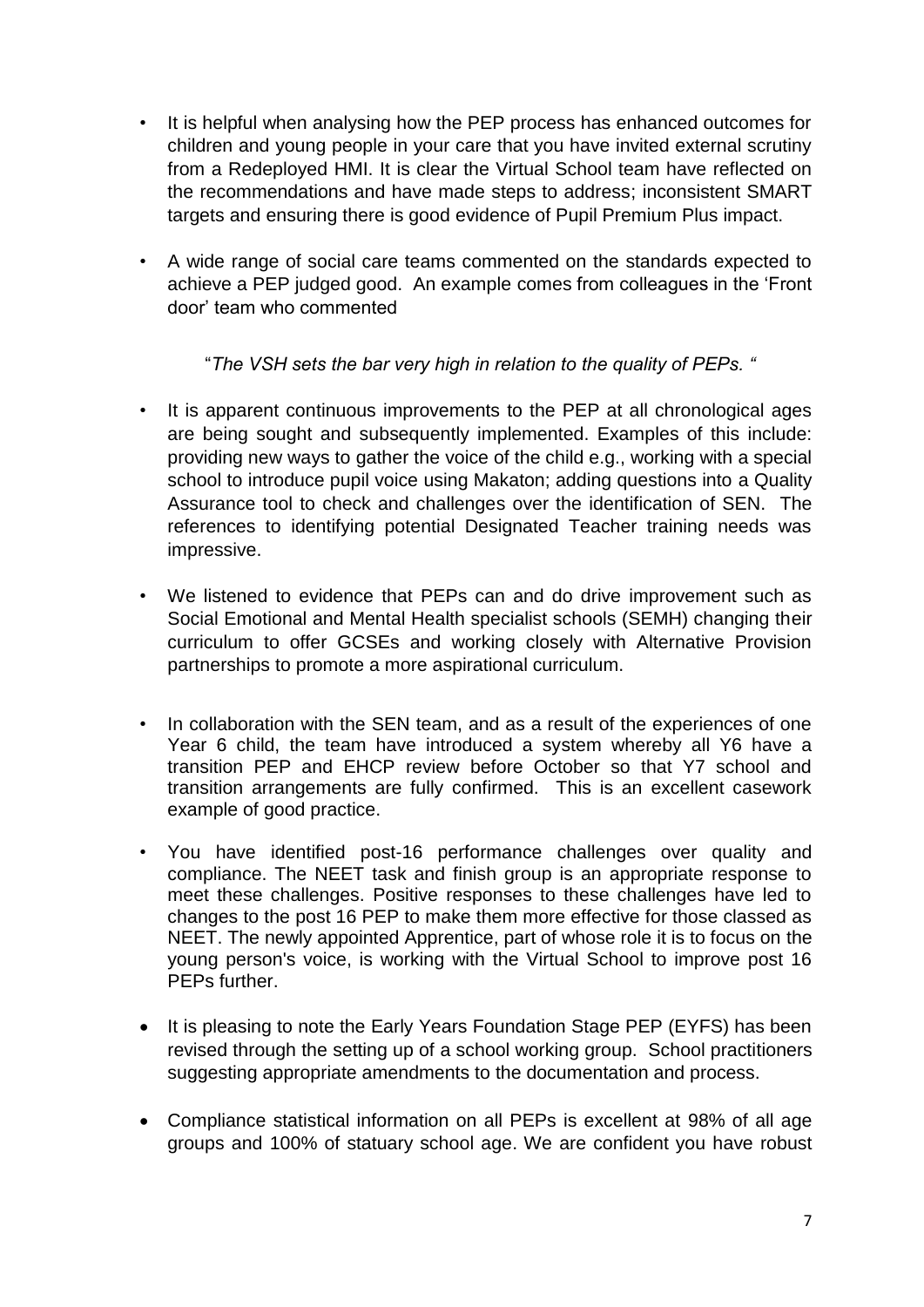- It is helpful when analysing how the PEP process has enhanced outcomes for children and young people in your care that you have invited external scrutiny from a Redeployed HMI. It is clear the Virtual School team have reflected on the recommendations and have made steps to address; inconsistent SMART targets and ensuring there is good evidence of Pupil Premium Plus impact.

- A wide range of social care teams commented on the standards expected to achieve a PEP judged good. An example comes from colleagues in the 'Front door' team who commented

  "*The VSH sets the bar very high in relation to the quality of PEPs.* "

- It is apparent continuous improvements to the PEP at all chronological ages are being sought and subsequently implemented. Examples of this include: providing new ways to gather the voice of the child e.g., working with a special school to introduce pupil voice using Makaton; adding questions into a Quality Assurance tool to check and challenges over the identification of SEN. The references to identifying potential Designated Teacher training needs was impressive.

- We listened to evidence that PEPs can and do drive improvement such as Social Emotional and Mental Health specialist schools (SEMH) changing their curriculum to offer GCSEs and working closely with Alternative Provision partnerships to promote a more aspirational curriculum.

- In collaboration with the SEN team, and as a result of the experiences of one Year 6 child, the team have introduced a system whereby all Y6 have a transition PEP and EHCP review before October so that Y7 school and transition arrangements are fully confirmed. This is an excellent casework example of good practice.

- You have identified post-16 performance challenges over quality and compliance. The NEET task and finish group is an appropriate response to meet these challenges. Positive responses to these challenges have led to changes to the post 16 PEP to make them more effective for those classed as NEET. The newly appointed Apprentice, part of whose role it is to focus on the young person's voice, is working with the Virtual School to improve post 16 PEPs further.

- It is pleasing to note the Early Years Foundation Stage PEP (EYFS) has been revised through the setting up of a school working group. School practitioners suggesting appropriate amendments to the documentation and process.

- Compliance statistical information on all PEPs is excellent at 98% of all age groups and 100% of statuary school age. We are confident you have robust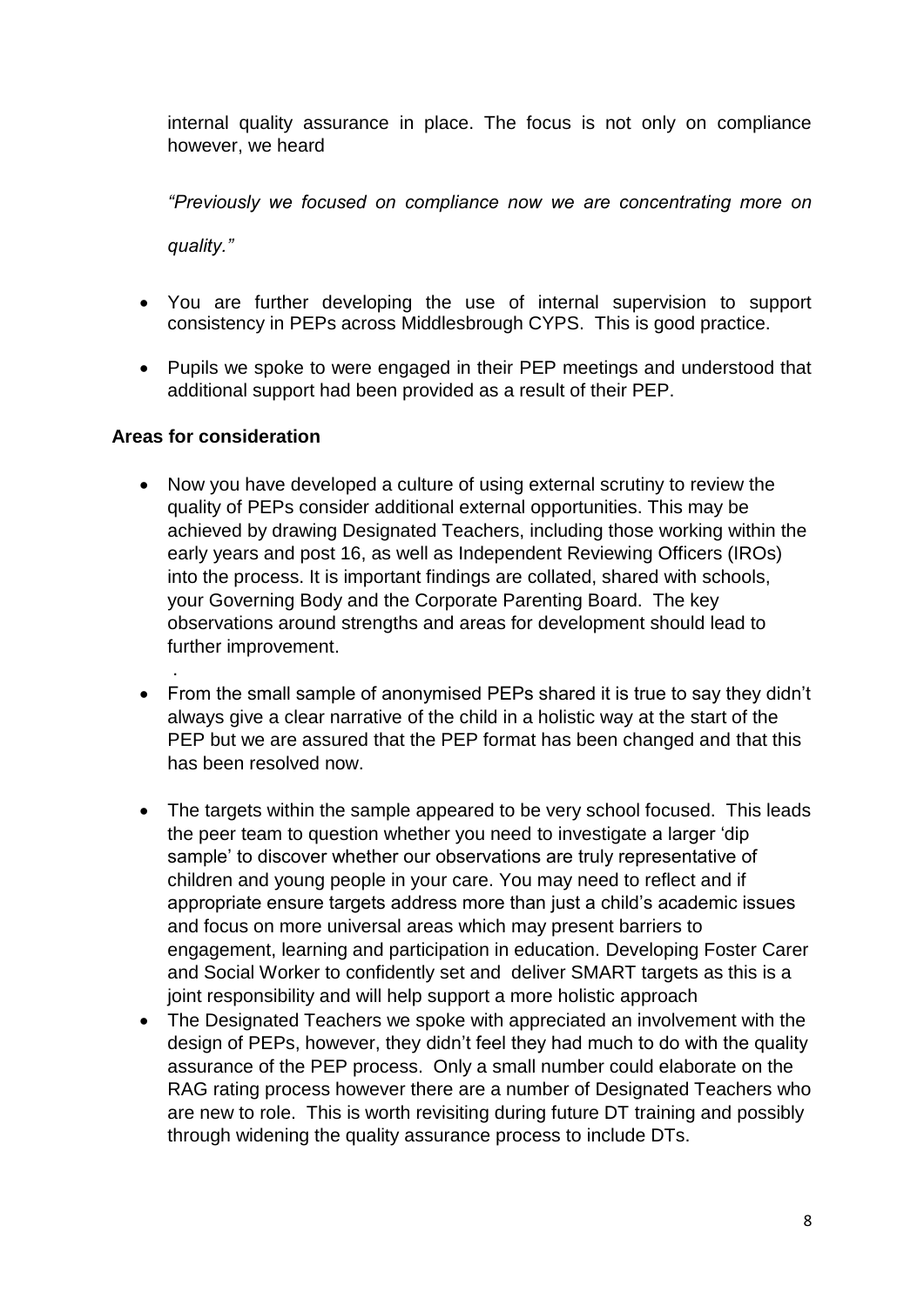internal quality assurance in place. The focus is not only on compliance however, we heard

*"Previously we focused on compliance now we are concentrating more on quality."*

- You are further developing the use of internal supervision to support consistency in PEPs across Middlesbrough CYPS. This is good practice.
- Pupils we spoke to were engaged in their PEP meetings and understood that additional support had been provided as a result of their PEP.

**Areas for consideration**

- Now you have developed a culture of using external scrutiny to review the quality of PEPs consider additional external opportunities. This may be achieved by drawing Designated Teachers, including those working within the early years and post 16, as well as Independent Reviewing Officers (IROs) into the process. It is important findings are collated, shared with schools, your Governing Body and the Corporate Parenting Board. The key observations around strengths and areas for development should lead to further improvement.
- From the small sample of anonymised PEPs shared it is true to say they didn't always give a clear narrative of the child in a holistic way at the start of the PEP but we are assured that the PEP format has been changed and that this has been resolved now.
- The targets within the sample appeared to be very school focused. This leads the peer team to question whether you need to investigate a larger 'dip sample' to discover whether our observations are truly representative of children and young people in your care. You may need to reflect and if appropriate ensure targets address more than just a child's academic issues and focus on more universal areas which may present barriers to engagement, learning and participation in education. Developing Foster Carer and Social Worker to confidently set and deliver SMART targets as this is a joint responsibility and will help support a more holistic approach
- The Designated Teachers we spoke with appreciated an involvement with the design of PEPs, however, they didn't feel they had much to do with the quality assurance of the PEP process. Only a small number could elaborate on the RAG rating process however there are a number of Designated Teachers who are new to role. This is worth revisiting during future DT training and possibly through widening the quality assurance process to include DTs.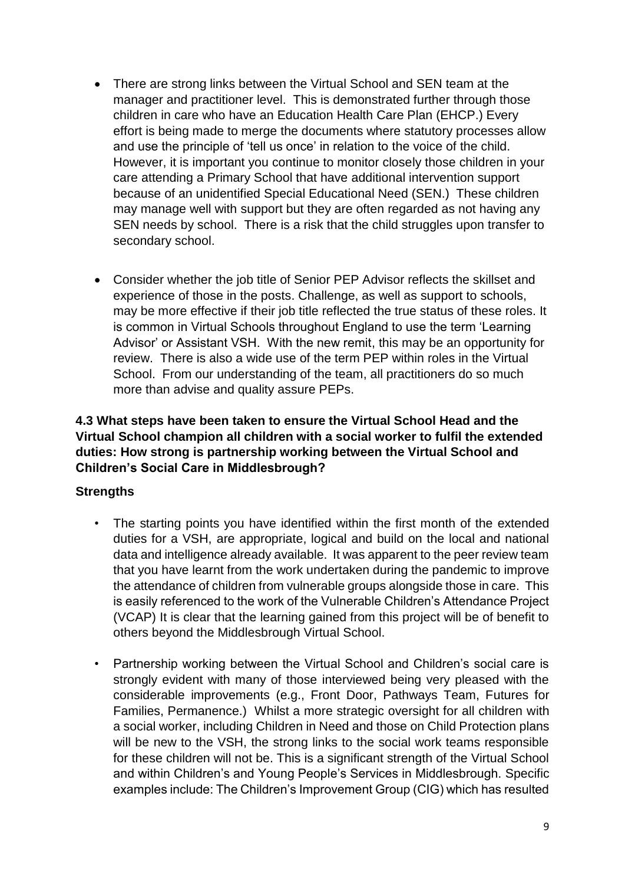- There are strong links between the Virtual School and SEN team at the manager and practitioner level. This is demonstrated further through those children in care who have an Education Health Care Plan (EHCP.) Every effort is being made to merge the documents where statutory processes allow and use the principle of 'tell us once' in relation to the voice of the child. However, it is important you continue to monitor closely those children in your care attending a Primary School that have additional intervention support because of an unidentified Special Educational Need (SEN.) These children may manage well with support but they are often regarded as not having any SEN needs by school. There is a risk that the child struggles upon transfer to secondary school.

- Consider whether the job title of Senior PEP Advisor reflects the skillset and experience of those in the posts. Challenge, as well as support to schools, may be more effective if their job title reflected the true status of these roles. It is common in Virtual Schools throughout England to use the term 'Learning Advisor' or Assistant VSH. With the new remit, this may be an opportunity for review. There is also a wide use of the term PEP within roles in the Virtual School. From our understanding of the team, all practitioners do so much more than advise and quality assure PEPs.

**4.3 What steps have been taken to ensure the Virtual School Head and the Virtual School champion all children with a social worker to fulfil the extended duties: How strong is partnership working between the Virtual School and Children's Social Care in Middlesbrough?**

**Strengths**

- The starting points you have identified within the first month of the extended duties for a VSH, are appropriate, logical and build on the local and national data and intelligence already available. It was apparent to the peer review team that you have learnt from the work undertaken during the pandemic to improve the attendance of children from vulnerable groups alongside those in care. This is easily referenced to the work of the Vulnerable Children's Attendance Project (VCAP) It is clear that the learning gained from this project will be of benefit to others beyond the Middlesbrough Virtual School.

- Partnership working between the Virtual School and Children's social care is strongly evident with many of those interviewed being very pleased with the considerable improvements (e.g., Front Door, Pathways Team, Futures for Families, Permanence.) Whilst a more strategic oversight for all children with a social worker, including Children in Need and those on Child Protection plans will be new to the VSH, the strong links to the social work teams responsible for these children will not be. This is a significant strength of the Virtual School and within Children's and Young People's Services in Middlesbrough. Specific examples include: The Children's Improvement Group (CIG) which has resulted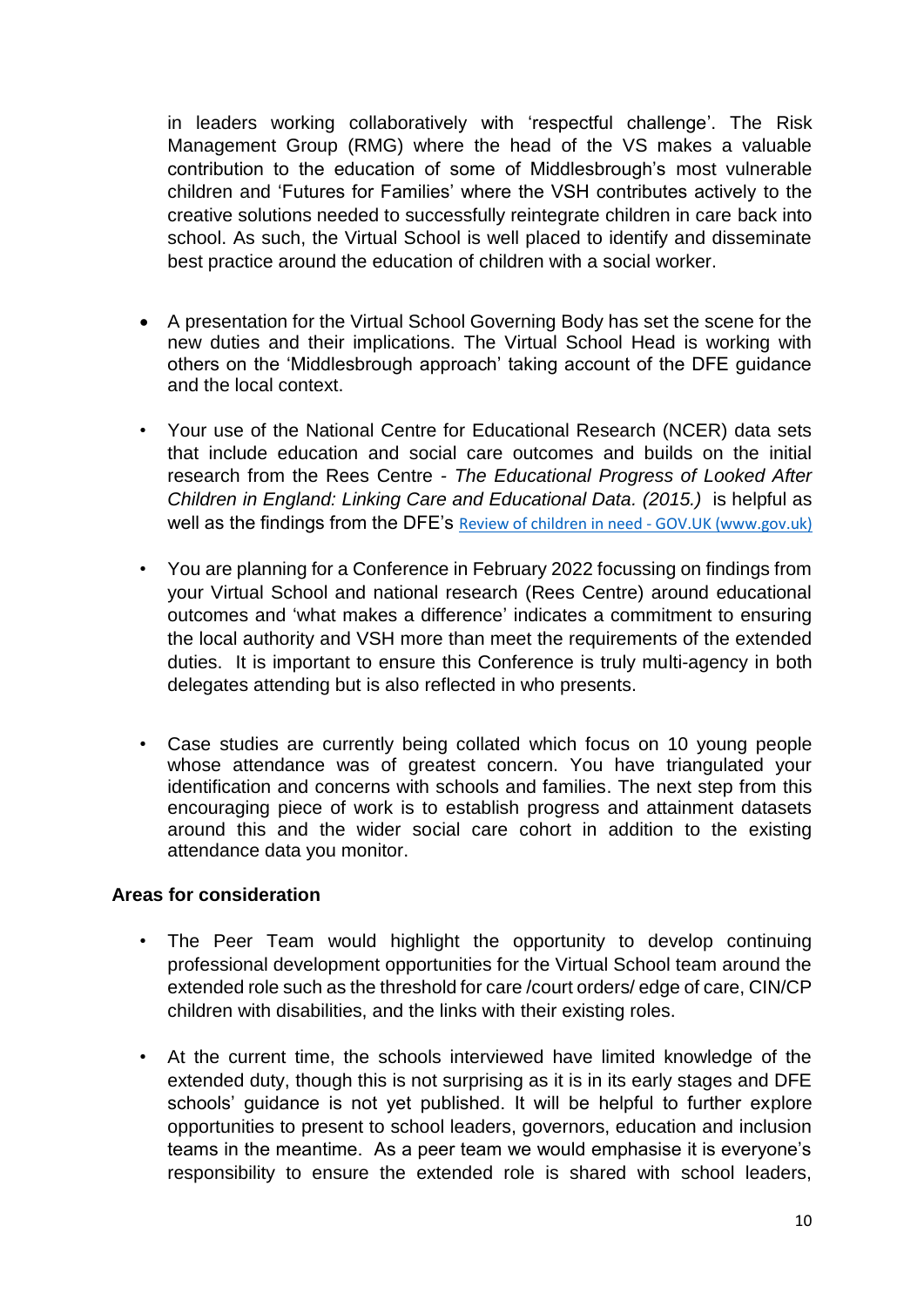in leaders working collaboratively with 'respectful challenge'. The Risk Management Group (RMG) where the head of the VS makes a valuable contribution to the education of some of Middlesbrough's most vulnerable children and 'Futures for Families' where the VSH contributes actively to the creative solutions needed to successfully reintegrate children in care back into school. As such, the Virtual School is well placed to identify and disseminate best practice around the education of children with a social worker.

- A presentation for the Virtual School Governing Body has set the scene for the new duties and their implications. The Virtual School Head is working with others on the 'Middlesbrough approach' taking account of the DFE guidance and the local context.

- Your use of the National Centre for Educational Research (NCER) data sets that include education and social care outcomes and builds on the initial research from the Rees Centre - *The Educational Progress of Looked After Children in England: Linking Care and Educational Data. (2015.)* is helpful as well as the findings from the DFE's [Review of children in need - GOV.UK (www.gov.uk)](https://www.gov.uk)

- You are planning for a Conference in February 2022 focussing on findings from your Virtual School and national research (Rees Centre) around educational outcomes and 'what makes a difference' indicates a commitment to ensuring the local authority and VSH more than meet the requirements of the extended duties. It is important to ensure this Conference is truly multi-agency in both delegates attending but is also reflected in who presents.

- Case studies are currently being collated which focus on 10 young people whose attendance was of greatest concern. You have triangulated your identification and concerns with schools and families. The next step from this encouraging piece of work is to establish progress and attainment datasets around this and the wider social care cohort in addition to the existing attendance data you monitor.

**Areas for consideration**

- The Peer Team would highlight the opportunity to develop continuing professional development opportunities for the Virtual School team around the extended role such as the threshold for care /court orders/ edge of care, CIN/CP children with disabilities, and the links with their existing roles.

- At the current time, the schools interviewed have limited knowledge of the extended duty, though this is not surprising as it is in its early stages and DFE schools' guidance is not yet published. It will be helpful to further explore opportunities to present to school leaders, governors, education and inclusion teams in the meantime. As a peer team we would emphasise it is everyone's responsibility to ensure the extended role is shared with school leaders,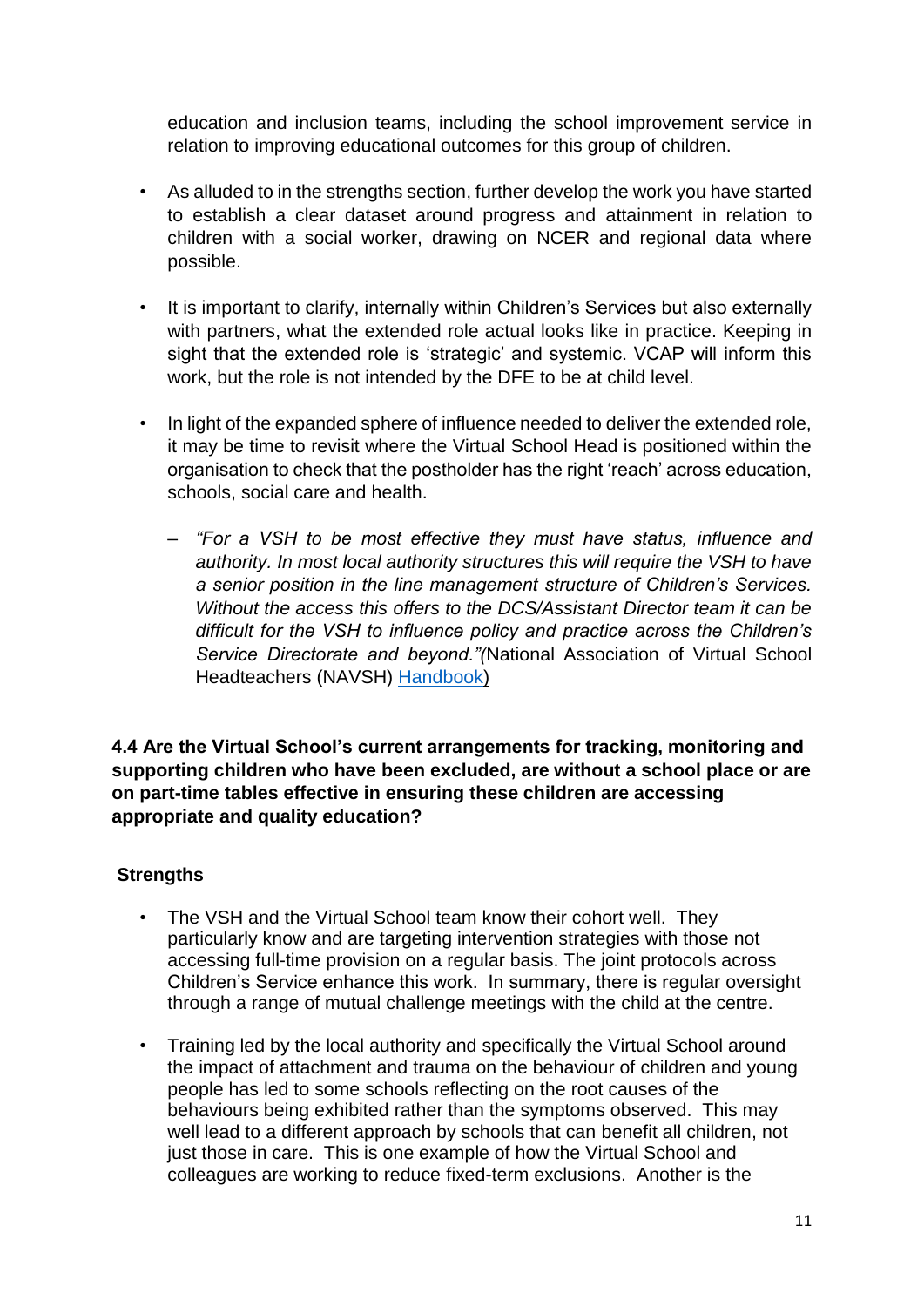education and inclusion teams, including the school improvement service in relation to improving educational outcomes for this group of children.

- As alluded to in the strengths section, further develop the work you have started to establish a clear dataset around progress and attainment in relation to children with a social worker, drawing on NCER and regional data where possible.

- It is important to clarify, internally within Children's Services but also externally with partners, what the extended role actual looks like in practice. Keeping in sight that the extended role is 'strategic' and systemic. VCAP will inform this work, but the role is not intended by the DFE to be at child level.

- In light of the expanded sphere of influence needed to deliver the extended role, it may be time to revisit where the Virtual School Head is positioned within the organisation to check that the postholder has the right 'reach' across education, schools, social care and health.

  – *"For a VSH to be most effective they must have status, influence and authority. In most local authority structures this will require the VSH to have a senior position in the line management structure of Children's Services. Without the access this offers to the DCS/Assistant Director team it can be difficult for the VSH to influence policy and practice across the Children's Service Directorate and beyond."(*National Association of Virtual School Headteachers (NAVSH) Handbook)

**4.4 Are the Virtual School's current arrangements for tracking, monitoring and supporting children who have been excluded, are without a school place or are on part-time tables effective in ensuring these children are accessing appropriate and quality education?**

**Strengths**

- The VSH and the Virtual School team know their cohort well. They particularly know and are targeting intervention strategies with those not accessing full-time provision on a regular basis. The joint protocols across Children's Service enhance this work. In summary, there is regular oversight through a range of mutual challenge meetings with the child at the centre.

- Training led by the local authority and specifically the Virtual School around the impact of attachment and trauma on the behaviour of children and young people has led to some schools reflecting on the root causes of the behaviours being exhibited rather than the symptoms observed. This may well lead to a different approach by schools that can benefit all children, not just those in care. This is one example of how the Virtual School and colleagues are working to reduce fixed-term exclusions. Another is the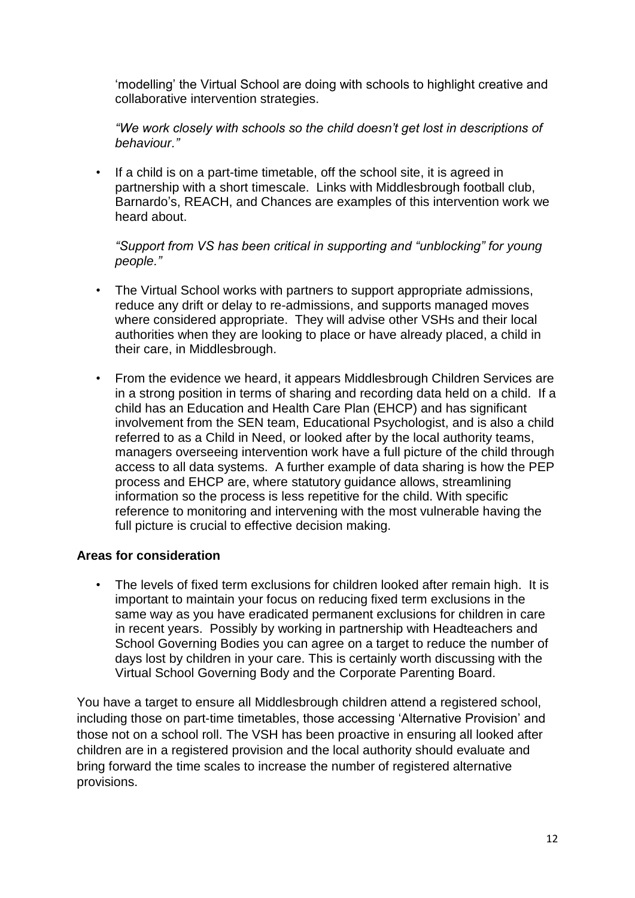'modelling' the Virtual School are doing with schools to highlight creative and collaborative intervention strategies.

*"We work closely with schools so the child doesn't get lost in descriptions of behaviour."*

- If a child is on a part-time timetable, off the school site, it is agreed in partnership with a short timescale. Links with Middlesbrough football club, Barnardo's, REACH, and Chances are examples of this intervention work we heard about.

  *"Support from VS has been critical in supporting and "unblocking" for young people."*

- The Virtual School works with partners to support appropriate admissions, reduce any drift or delay to re-admissions, and supports managed moves where considered appropriate. They will advise other VSHs and their local authorities when they are looking to place or have already placed, a child in their care, in Middlesbrough.

- From the evidence we heard, it appears Middlesbrough Children Services are in a strong position in terms of sharing and recording data held on a child. If a child has an Education and Health Care Plan (EHCP) and has significant involvement from the SEN team, Educational Psychologist, and is also a child referred to as a Child in Need, or looked after by the local authority teams, managers overseeing intervention work have a full picture of the child through access to all data systems. A further example of data sharing is how the PEP process and EHCP are, where statutory guidance allows, streamlining information so the process is less repetitive for the child. With specific reference to monitoring and intervening with the most vulnerable having the full picture is crucial to effective decision making.

**Areas for consideration**

- The levels of fixed term exclusions for children looked after remain high. It is important to maintain your focus on reducing fixed term exclusions in the same way as you have eradicated permanent exclusions for children in care in recent years. Possibly by working in partnership with Headteachers and School Governing Bodies you can agree on a target to reduce the number of days lost by children in your care. This is certainly worth discussing with the Virtual School Governing Body and the Corporate Parenting Board.

You have a target to ensure all Middlesbrough children attend a registered school, including those on part-time timetables, those accessing 'Alternative Provision' and those not on a school roll. The VSH has been proactive in ensuring all looked after children are in a registered provision and the local authority should evaluate and bring forward the time scales to increase the number of registered alternative provisions.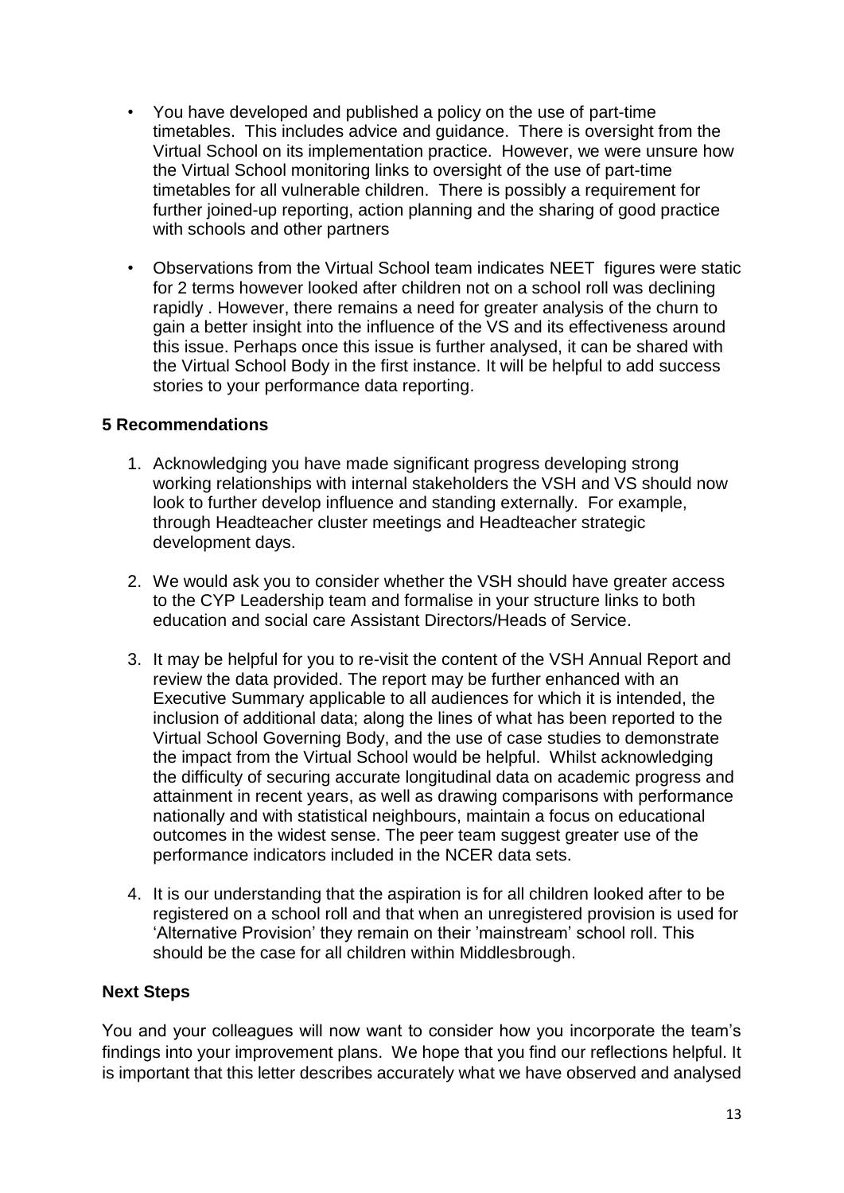- You have developed and published a policy on the use of part-time timetables. This includes advice and guidance. There is oversight from the Virtual School on its implementation practice. However, we were unsure how the Virtual School monitoring links to oversight of the use of part-time timetables for all vulnerable children. There is possibly a requirement for further joined-up reporting, action planning and the sharing of good practice with schools and other partners

- Observations from the Virtual School team indicates NEET figures were static for 2 terms however looked after children not on a school roll was declining rapidly . However, there remains a need for greater analysis of the churn to gain a better insight into the influence of the VS and its effectiveness around this issue. Perhaps once this issue is further analysed, it can be shared with the Virtual School Body in the first instance. It will be helpful to add success stories to your performance data reporting.

### 5 Recommendations

1. Acknowledging you have made significant progress developing strong working relationships with internal stakeholders the VSH and VS should now look to further develop influence and standing externally. For example, through Headteacher cluster meetings and Headteacher strategic development days.

2. We would ask you to consider whether the VSH should have greater access to the CYP Leadership team and formalise in your structure links to both education and social care Assistant Directors/Heads of Service.

3. It may be helpful for you to re-visit the content of the VSH Annual Report and review the data provided. The report may be further enhanced with an Executive Summary applicable to all audiences for which it is intended, the inclusion of additional data; along the lines of what has been reported to the Virtual School Governing Body, and the use of case studies to demonstrate the impact from the Virtual School would be helpful. Whilst acknowledging the difficulty of securing accurate longitudinal data on academic progress and attainment in recent years, as well as drawing comparisons with performance nationally and with statistical neighbours, maintain a focus on educational outcomes in the widest sense. The peer team suggest greater use of the performance indicators included in the NCER data sets.

4. It is our understanding that the aspiration is for all children looked after to be registered on a school roll and that when an unregistered provision is used for 'Alternative Provision' they remain on their 'mainstream' school roll. This should be the case for all children within Middlesbrough.

### Next Steps

You and your colleagues will now want to consider how you incorporate the team's findings into your improvement plans. We hope that you find our reflections helpful. It is important that this letter describes accurately what we have observed and analysed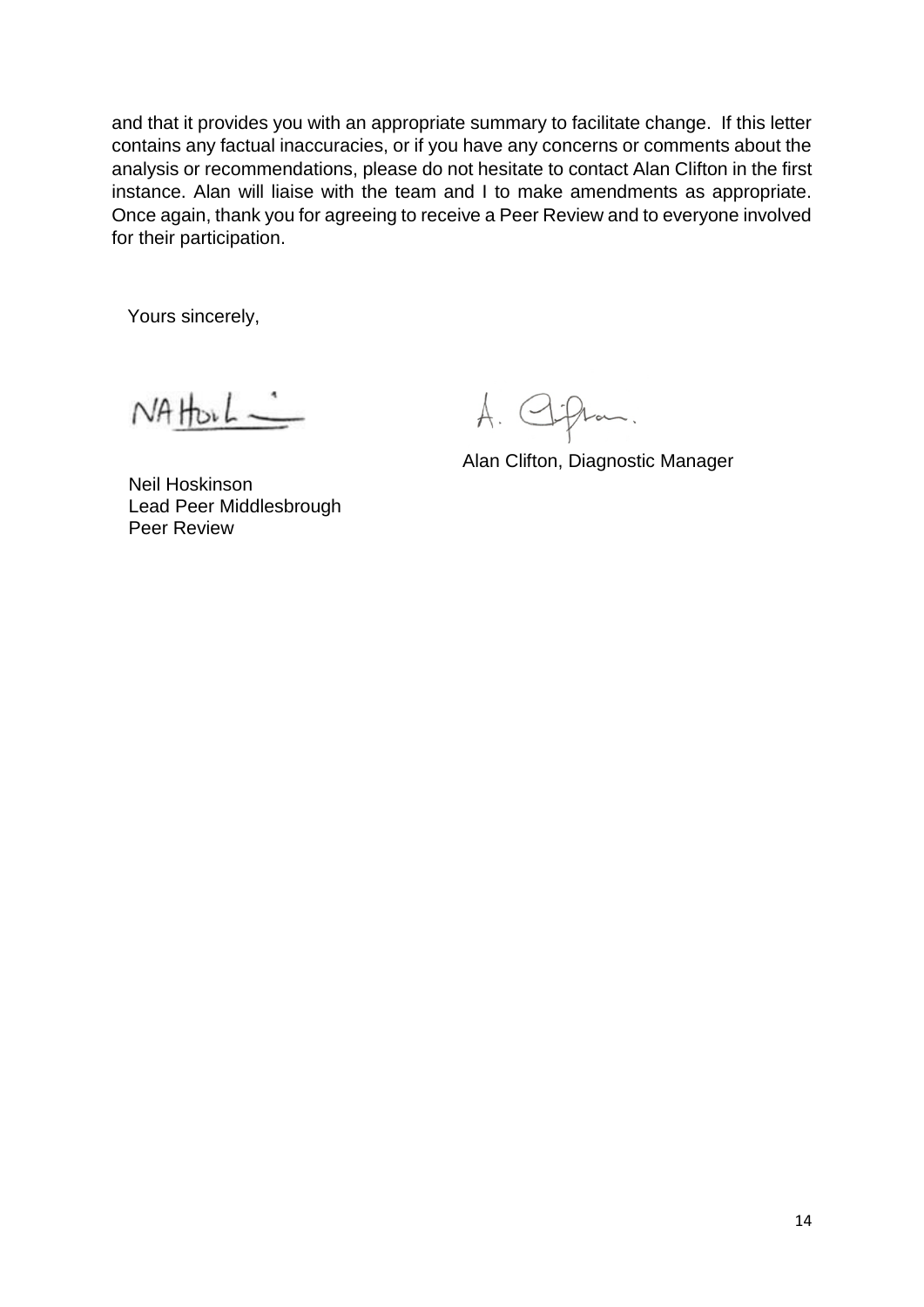and that it provides you with an appropriate summary to facilitate change. If this letter contains any factual inaccuracies, or if you have any concerns or comments about the analysis or recommendations, please do not hesitate to contact Alan Clifton in the first instance. Alan will liaise with the team and I to make amendments as appropriate. Once again, thank you for agreeing to receive a Peer Review and to everyone involved for their participation.

Yours sincerely,

Neil Hoskinson
Lead Peer Middlesbrough
Peer Review

Alan Clifton, Diagnostic Manager